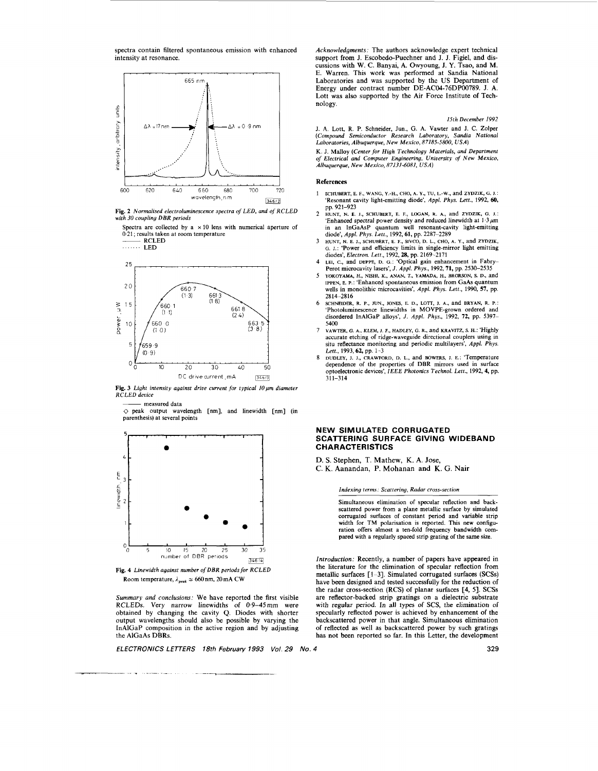spectra contain filtered spontaneous emission with enhanced intensity at resonance.

**Fig. 2** *Normalised electroluminescence spectra of LED, and of RCLED with 30 coupling DBR periods*

Spectra are collected by a ×10 lens with numerical aperture of 0·21; results taken at room temperature

——— RCLED

........ LED

**Fig. 3** *Light intensity against drive current for typical 10 μm diameter RCLED device*

——— measured data

◇ peak output wavelength [nm], and linewidth [nm] (in parenthesis) at several points

**Fig. 4** *Linewidth against number of DBR periods for RCLED*

Room temperature, $\lambda_{peak} \simeq 660$ nm, 20 mA CW

*Summary and conclusions:* We have reported the first visible RCLEDs. Very narrow linewidths of 0·9–45 mm were obtained by changing the cavity Q. Diodes with shorter output wavelengths should also be possible by varying the InAlGaP composition in the active region and by adjusting the AlGaAs DBRs.

*Acknowledgments:* The authors acknowledge expert technical support from J. Escobedo-Puechner and J. J. Figiel, and discussions with W. C. Banyai, A. Owyoung, J. Y. Tsao, and M. E. Warren. This work was performed at Sandia National Laboratories and was supported by the US Department of Energy under contract number DE-AC04-76DP00789. J. A. Lott was also supported by the Air Force Institute of Technology.

*15th December 1992*

J. A. Lott, R. P. Schneider, Jun., G. A. Vawter and J. C. Zolper (*Compound Semiconductor Research Laboratory, Sandia National Laboratories, Albuquerque, New Mexico, 87185-5800, USA*)

K. J. Malloy (*Center for High Technology Materials, and Department of Electrical and Computer Engineering, University of New Mexico, Albuquerque, New Mexico, 87131-6081, USA*)

## References

1. SCHUBERT, E. F., WANG, Y.-H., CHO, A. Y., TU, L.-W., and ZYDZIK, G. J.: 'Resonant cavity light-emitting diode', *Appl. Phys. Lett.*, 1992, **60**, pp. 921–923
2. HUNT, N. E. J., SCHUBERT, E. F., LOGAN, R. A., and ZYDZIK, G. J.: 'Enhanced spectral power density and reduced linewidth at 1·3 μm in an InGaAsP quantum well resonant-cavity light-emitting diode', *Appl. Phys. Lett.*, 1992, **61**, pp. 2287–2289
3. HUNT, N. E. J., SCHUBERT, E. F., SIVCO, D. L., CHO, A. Y., and ZYDZIK, G. J.: 'Power and efficiency limits in single-mirror light emitting diodes', *Electron. Lett.*, 1992, **28**, pp. 2169–2171
4. LEI, C., and DEPPE, D. G.: 'Optical gain enhancement in Fabry-Perot microcavity lasers', *J. Appl. Phys.*, 1992, **71**, pp. 2530–2535
5. YOKOYAMA, H., NISHI, K., ANAN, T., YAMADA, H., BRORSON, S. D., and IPPEN, E. P.: 'Enhanced spontaneous emission from GaAs quantum wells in monolithic microcavities', *Appl. Phys. Lett.*, 1990, **57**, pp. 2814–2816
6. SCHNEIDER, R. P., JUN., JONES, E. D., LOTT, J. A., and BRYAN, R. P.: 'Photoluminescence linewidths in MOVPE-grown ordered and disordered InAlGaP alloys', *J. Appl. Phys.*, 1992, **72**, pp. 5397–5400
7. VAWTER, G. A., KLEM, J. F., HADLEY, G. R., and KRAVITZ, S. H.: 'Highly accurate etching of ridge-waveguide directional couplers using in situ reflectance monitoring and periodic multilayers', *Appl. Phys. Lett.*, 1993, **62**, pp. 1–3
8. DUDLEY, J. J., CRAWFORD, D. L., and BOWERS, J. E.: 'Temperature dependence of the properties of DBR mirrors used in surface optoelectronic devices', *IEEE Photonics Technol. Lett.*, 1992, **4**, pp. 311–314

# NEW SIMULATED CORRUGATED SCATTERING SURFACE GIVING WIDEBAND CHARACTERISTICS

D. S. Stephen, T. Mathew, K. A. Jose, C. K. Aanandan, P. Mohanan and K. G. Nair

*Indexing terms: Scattering, Radar cross-section*

Simultaneous elimination of specular reflection and backscattered power from a plane metallic surface by simulated corrugated surfaces of constant period and variable strip width for TM polarisation is reported. This new configuration offers almost a ten-fold frequency bandwidth compared with a regularly spaced strip grating of the same size.

*Introduction:* Recently, a number of papers have appeared in the literature for the elimination of specular reflection from metallic surfaces [1–3]. Simulated corrugated surfaces (SCSs) have been designed and tested successfully for the reduction of the radar cross-section (RCS) of planar surfaces [4, 5]. SCSs are reflector-backed strip gratings on a dielectric substrate with regular period. In all types of SCS, the elimination of specularly reflected power is achieved by enhancement of the backscattered power in that angle. Simultaneous elimination of reflected as well as backscattered power by such gratings has not been reported so far. In this Letter, the development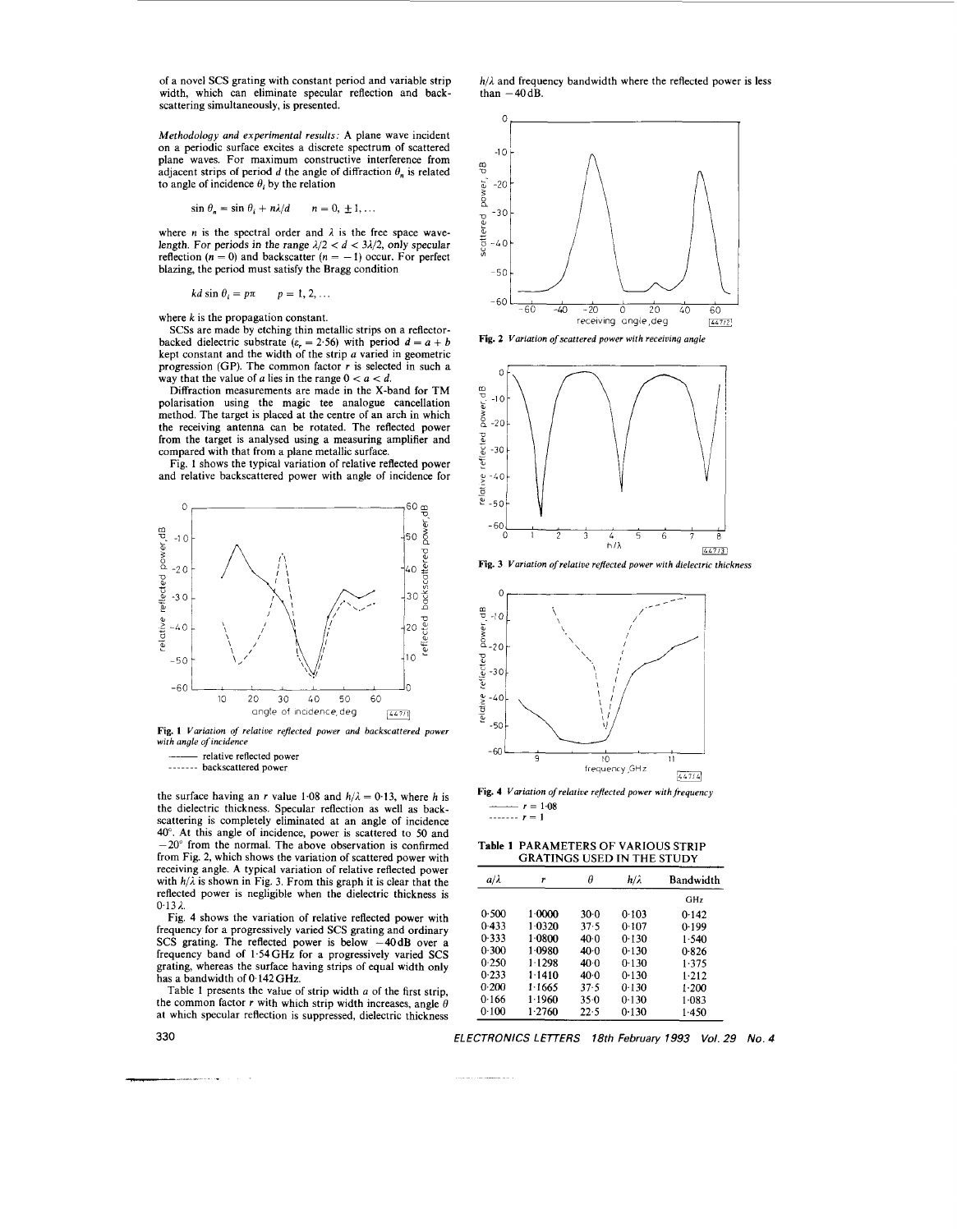of a novel SCS grating with constant period and variable strip width, which can eliminate specular reflection and backscattering simultaneously, is presented.

*Methodology and experimental results:* A plane wave incident on a periodic surface excites a discrete spectrum of scattered plane waves. For maximum constructive interference from adjacent strips of period $d$ the angle of diffraction $\theta_n$ is related to angle of incidence $\theta_i$ by the relation

$$\sin\theta_n = \sin\theta_i + n\lambda/d \qquad n = 0, \pm 1, \ldots$$

where $n$ is the spectral order and $\lambda$ is the free space wavelength. For periods in the range $\lambda/2 < d < 3\lambda/2$, only specular reflection ($n = 0$) and backscatter ($n = -1$) occur. For perfect blazing, the period must satisfy the Bragg condition

$$kd\sin\theta_i = p\pi \qquad p = 1, 2, \ldots$$

where $k$ is the propagation constant.

SCSs are made by etching thin metallic strips on a reflector-backed dielectric substrate ($\varepsilon_r = 2.56$) with period $d = a + b$ kept constant and the width of the strip $a$ varied in geometric progression (GP). The common factor $r$ is selected in such a way that the value of $a$ lies in the range $0 < a < d$.

Diffraction measurements are made in the X-band for TM polarisation using the magic tee analogue cancellation method. The target is placed at the centre of an arch in which the receiving antenna can be rotated. The reflected power from the target is analysed using a measuring amplifier and compared with that from a plane metallic surface.

Fig. 1 shows the typical variation of relative reflected power and relative backscattered power with angle of incidence for

**Fig. 1** *Variation of relative reflected power and backscattered power with angle of incidence*

——— relative reflected power
------- backscattered power

the surface having an $r$ value 1·08 and $h/\lambda = 0.13$, where $h$ is the dielectric thickness. Specular reflection as well as backscattering is completely eliminated at an angle of incidence 40°. At this angle of incidence, power is scattered to 50 and −20° from the normal. The above observation is confirmed from Fig. 2, which shows the variation of scattered power with receiving angle. A typical variation of relative reflected power with $h/\lambda$ is shown in Fig. 3. From this graph it is clear that the reflected power is negligible when the dielectric thickness is $0.13\lambda$.

Fig. 4 shows the variation of relative reflected power with frequency for a progressively varied SCS grating and ordinary SCS grating. The reflected power is below −40 dB over a frequency band of 1·54 GHz for a progressively varied SCS grating, whereas the surface having strips of equal width only has a bandwidth of 0·142 GHz.

Table 1 presents the value of strip width $a$ of the first strip, the common factor $r$ with which strip width increases, angle $\theta$ at which specular reflection is suppressed, dielectric thickness $h/\lambda$ and frequency bandwidth where the reflected power is less than −40 dB.

**Fig. 2** *Variation of scattered power with receiving angle*

**Fig. 3** *Variation of relative reflected power with dielectric thickness*

**Fig. 4** *Variation of relative reflected power with frequency*

——— $r = 1.08$
------- $r = 1$

**Table 1 PARAMETERS OF VARIOUS STRIP GRATINGS USED IN THE STUDY**

| $a/\lambda$ | $r$ | $\theta$ | $h/\lambda$ | Bandwidth |
|---|---|---|---|---|
| | | | | GHz |
| 0·500 | 1·0000 | 30·0 | 0·103 | 0·142 |
| 0·433 | 1·0320 | 37·5 | 0·107 | 0·199 |
| 0·333 | 1·0800 | 40·0 | 0·130 | 1·540 |
| 0·300 | 1·0980 | 40·0 | 0·130 | 0·826 |
| 0·250 | 1·1298 | 40·0 | 0·130 | 1·375 |
| 0·233 | 1·1410 | 40·0 | 0·130 | 1·212 |
| 0·200 | 1·1665 | 37·5 | 0·130 | 1·200 |
| 0·166 | 1·1960 | 35·0 | 0·130 | 1·083 |
| 0·100 | 1·2760 | 22·5 | 0·130 | 1·450 |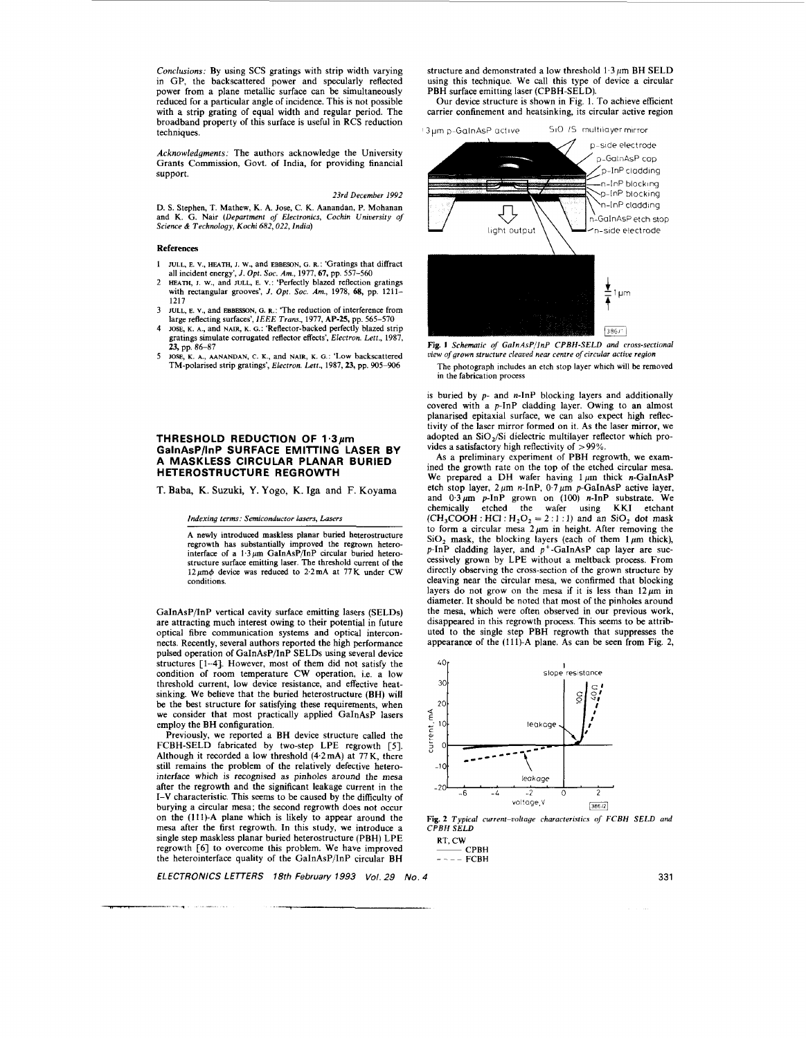*Conclusions:* By using SCS gratings with strip width varying in GP, the backscattered power and specularly reflected power from a plane metallic surface can be simultaneously reduced for a particular angle of incidence. This is not possible with a strip grating of equal width and regular period. The broadband property of this surface is useful in RCS reduction techniques.

*Acknowledgments:* The authors acknowledge the University Grants Commission, Govt. of India, for providing financial support.

*23rd December 1992*

D. S. Stephen, T. Mathew, K. A. Jose, C. K. Aanandan, P. Mohanan and K. G. Nair (*Department of Electronics, Cochin University of Science & Technology, Kochi 682, 022, India*)

### References

1. JULL, E. V., HEATH, J. W., and EBBESON, G. R.: 'Gratings that diffract all incident energy', *J. Opt. Soc. Am.*, 1977, **67**, pp. 557–560
2. HEATH, J. W., and JULL, E. V.: 'Perfectly blazed reflection gratings with rectangular grooves', *J. Opt. Soc. Am.*, 1978, **68**, pp. 1211–1217
3. JULL, E. V., and EBBESON, G. R.: 'The reduction of interference from large reflecting surfaces', *IEEE Trans.*, 1977, **AP-25**, pp. 565–570
4. JOSE, K. A., and NAIR, K. G.: 'Reflector-backed perfectly blazed strip gratings simulate corrugated reflector effects', *Electron. Lett.*, 1987, **23**, pp. 86–87
5. JOSE, K. A., AANANDAN, C. K., and NAIR, K. G.: 'Low backscattered TM-polarised strip gratings', *Electron. Lett.*, 1987, **23**, pp. 905–906

## THRESHOLD REDUCTION OF 1·3 μm GaInAsP/InP SURFACE EMITTING LASER BY A MASKLESS CIRCULAR PLANAR BURIED HETEROSTRUCTURE REGROWTH

T. Baba, K. Suzuki, Y. Yogo, K. Iga and F. Koyama

*Indexing terms: Semiconductor lasers, Lasers*

A newly introduced maskless planar buried heterostructure regrowth has substantially improved the regrown heterointerface of a 1·3 μm GaInAsP/InP circular buried heterostructure surface emitting laser. The threshold current of the 12 μmφ device was reduced to 2·2 mA at 77 K under CW conditions.

GaInAsP/InP vertical cavity surface emitting lasers (SELDs) are attracting much interest owing to their potential in future optical fibre communication systems and optical interconnects. Recently, several authors reported the high performance pulsed operation of GaInAsP/InP SELDs using several device structures [1–4]. However, most of them did not satisfy the condition of room temperature CW operation, i.e. a low threshold current, low device resistance, and effective heatsinking. We believe that the buried heterostructure (BH) will be the best structure for satisfying these requirements, when we consider that most practically applied GaInAsP lasers employ the BH configuration.

Previously, we reported a BH device structure called the FCBH-SELD fabricated by two-step LPE regrowth [5]. Although it recorded a low threshold (4·2 mA) at 77 K, there still remains the problem of the relatively defective heterointerface which is recognised as pinholes around the mesa after the regrowth and the significant leakage current in the I–V characteristic. This seems to be caused by the difficulty of burying a circular mesa; the second regrowth does not occur on the (111)-A plane which is likely to appear around the mesa after the first regrowth. In this study, we introduce a single step maskless planar buried heterostructure (PBH) LPE regrowth [6] to overcome this problem. We have improved the heterointerface quality of the GaInAsP/InP circular BH structure and demonstrated a low threshold 1·3 μm BH SELD using this technique. We call this type of device a circular PBH surface emitting laser (CPBH-SELD).

Our device structure is shown in Fig. 1. To achieve efficient carrier confinement and heatsinking, its circular active region

1·3 μm p-GaInAsP active
SiO$_2$/Si multilayer mirror
p-side electrode
p-GaInAsP cap
p-InP cladding
n-InP blocking
p-InP blocking
n-InP cladding
n-GaInAsP etch stop
n-side electrode
light output
1 μm

**Fig. 1** *Schematic of GaInAsP/InP CPBH-SELD and cross-sectional view of grown structure cleaved near centre of circular active region*

The photograph includes an etch stop layer which will be removed in the fabrication process

is buried by p- and n-InP blocking layers and additionally covered with a p-InP cladding layer. Owing to an almost planarised epitaxial surface, we can also expect high reflectivity of the laser mirror formed on it. As the laser mirror, we adopted an $SiO_2$/Si dielectric multilayer reflector which provides a satisfactory high reflectivity of >99%.

As a preliminary experiment of PBH regrowth, we examined the growth rate on the top of the etched circular mesa. We prepared a DH wafer having 1 μm thick n-GaInAsP etch stop layer, 2 μm n-InP, 0·7 μm p-GaInAsP active layer, and 0·3 μm p-InP grown on (100) n-InP substrate. We chemically etched the wafer using KKI etchant ($CH_3COOH : HCl : H_2O_2 = 2 : 1 : 1$) and an $SiO_2$ dot mask to form a circular mesa 2 μm in height. After removing the $SiO_2$ mask, the blocking layers (each of them 1 μm thick), p-InP cladding layer, and $p^+$-GaInAsP cap layer are successively grown by LPE without a meltback process. From directly observing the cross-section of the grown structure by cleaving near the circular mesa, we confirmed that blocking layers do not grow on the mesa if it is less than 12 μm in diameter. It should be noted that most of the pinholes around the mesa, which were often observed in our previous work, disappeared in this regrowth process. This seems to be attributed to the single step PBH regrowth that suppresses the appearance of the (111)-A plane. As can be seen from Fig. 2,

current, mA
voltage, V
slope resistance
10Ω
40Ω
leakage
leakage
40
30
20
10
0
-10
-20
-6
-4
-2
0
2

**Fig. 2** *Typical current–voltage characteristics of FCBH SELD and CPBH SELD*

RT, CW
——— CPBH
– – – – FCBH